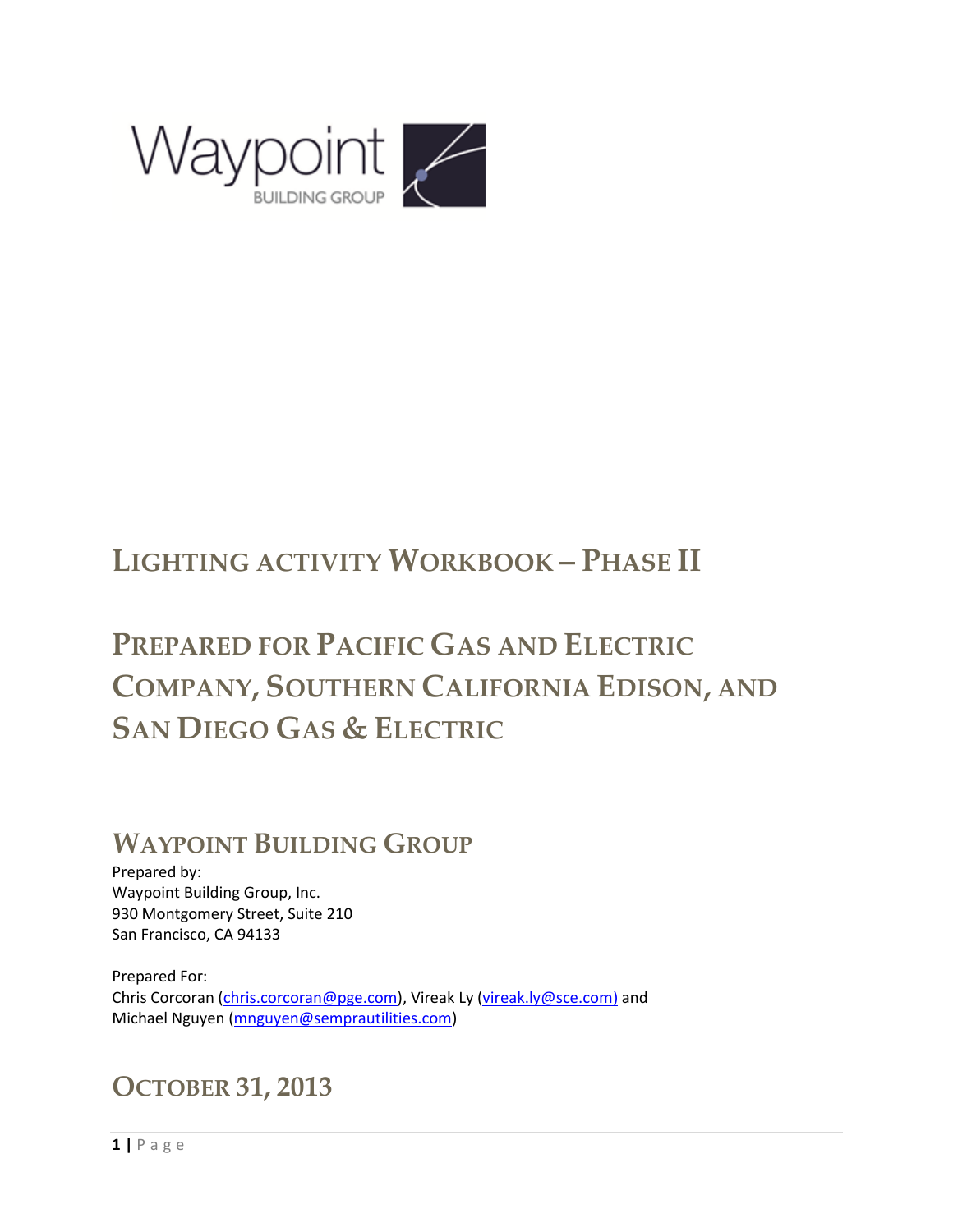Waypoint

BUILDING GROUP

# Lighting activity Workbook – Phase II

# Prepared for Pacific Gas and Electric Company, Southern California Edison, and San Diego Gas & Electric

## Waypoint Building Group

Prepared by:
Waypoint Building Group, Inc.
930 Montgomery Street, Suite 210
San Francisco, CA 94133

Prepared For:
Chris Corcoran (chris.corcoran@pge.com), Vireak Ly (vireak.ly@sce.com) and Michael Nguyen (mnguyen@semprautilities.com)

## October 31, 2013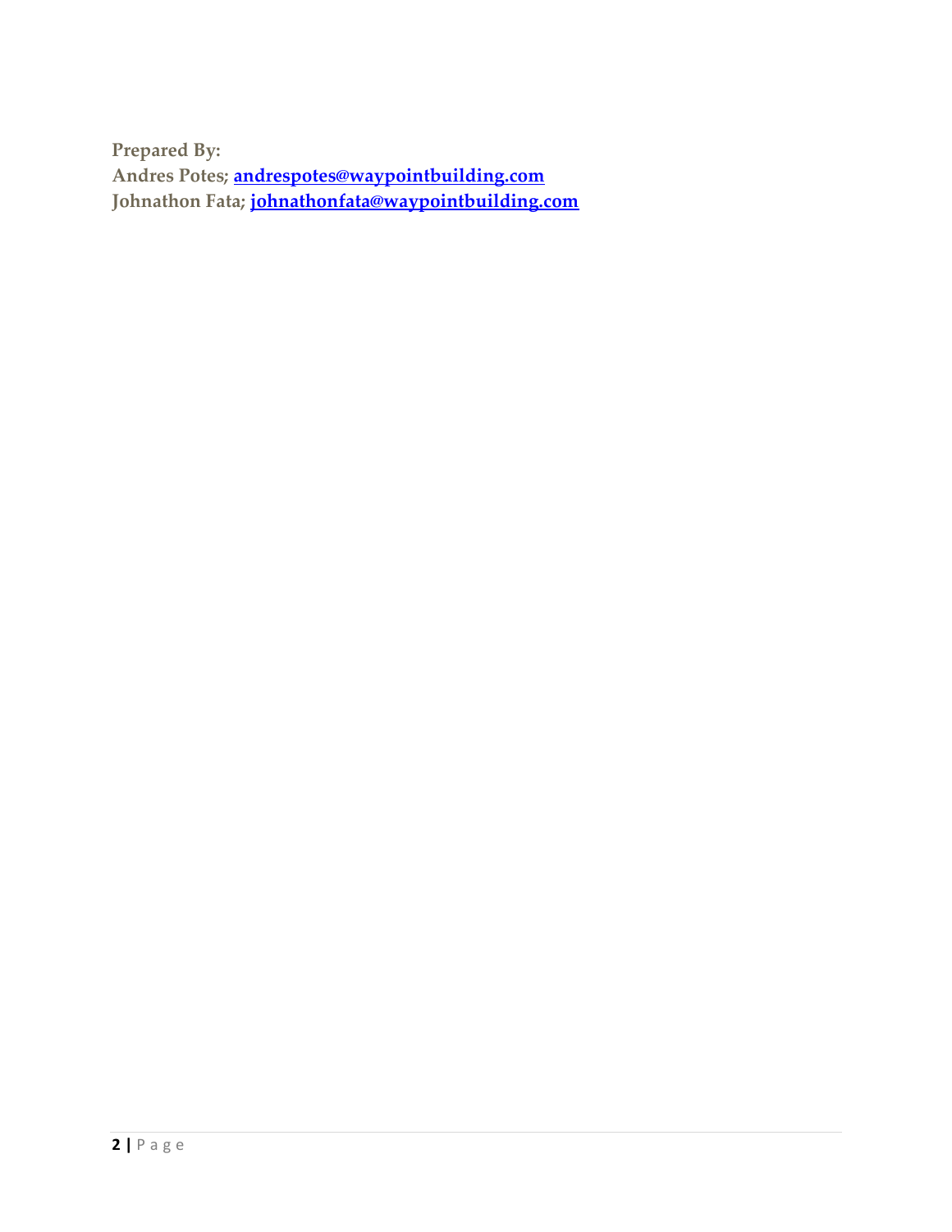**Prepared By:**
**Andres Potes; [andrespotes@waypointbuilding.com](mailto:andrespotes@waypointbuilding.com)**
**Johnathon Fata; [johnathonfata@waypointbuilding.com](mailto:johnathonfata@waypointbuilding.com)**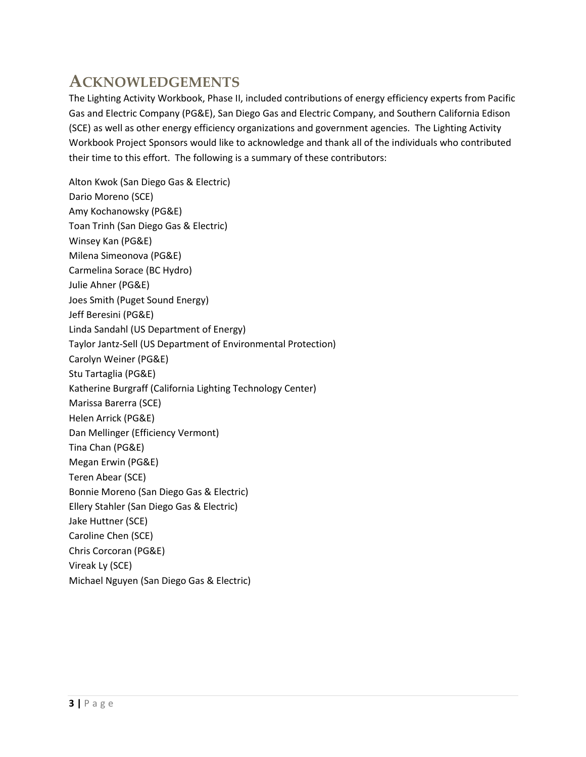# ACKNOWLEDGEMENTS

The Lighting Activity Workbook, Phase II, included contributions of energy efficiency experts from Pacific Gas and Electric Company (PG&E), San Diego Gas and Electric Company, and Southern California Edison (SCE) as well as other energy efficiency organizations and government agencies. The Lighting Activity Workbook Project Sponsors would like to acknowledge and thank all of the individuals who contributed their time to this effort. The following is a summary of these contributors:

Alton Kwok (San Diego Gas & Electric)
Dario Moreno (SCE)
Amy Kochanowsky (PG&E)
Toan Trinh (San Diego Gas & Electric)
Winsey Kan (PG&E)
Milena Simeonova (PG&E)
Carmelina Sorace (BC Hydro)
Julie Ahner (PG&E)
Joes Smith (Puget Sound Energy)
Jeff Beresini (PG&E)
Linda Sandahl (US Department of Energy)
Taylor Jantz-Sell (US Department of Environmental Protection)
Carolyn Weiner (PG&E)
Stu Tartaglia (PG&E)
Katherine Burgraff (California Lighting Technology Center)
Marissa Barerra (SCE)
Helen Arrick (PG&E)
Dan Mellinger (Efficiency Vermont)
Tina Chan (PG&E)
Megan Erwin (PG&E)
Teren Abear (SCE)
Bonnie Moreno (San Diego Gas & Electric)
Ellery Stahler (San Diego Gas & Electric)
Jake Huttner (SCE)
Caroline Chen (SCE)
Chris Corcoran (PG&E)
Vireak Ly (SCE)
Michael Nguyen (San Diego Gas & Electric)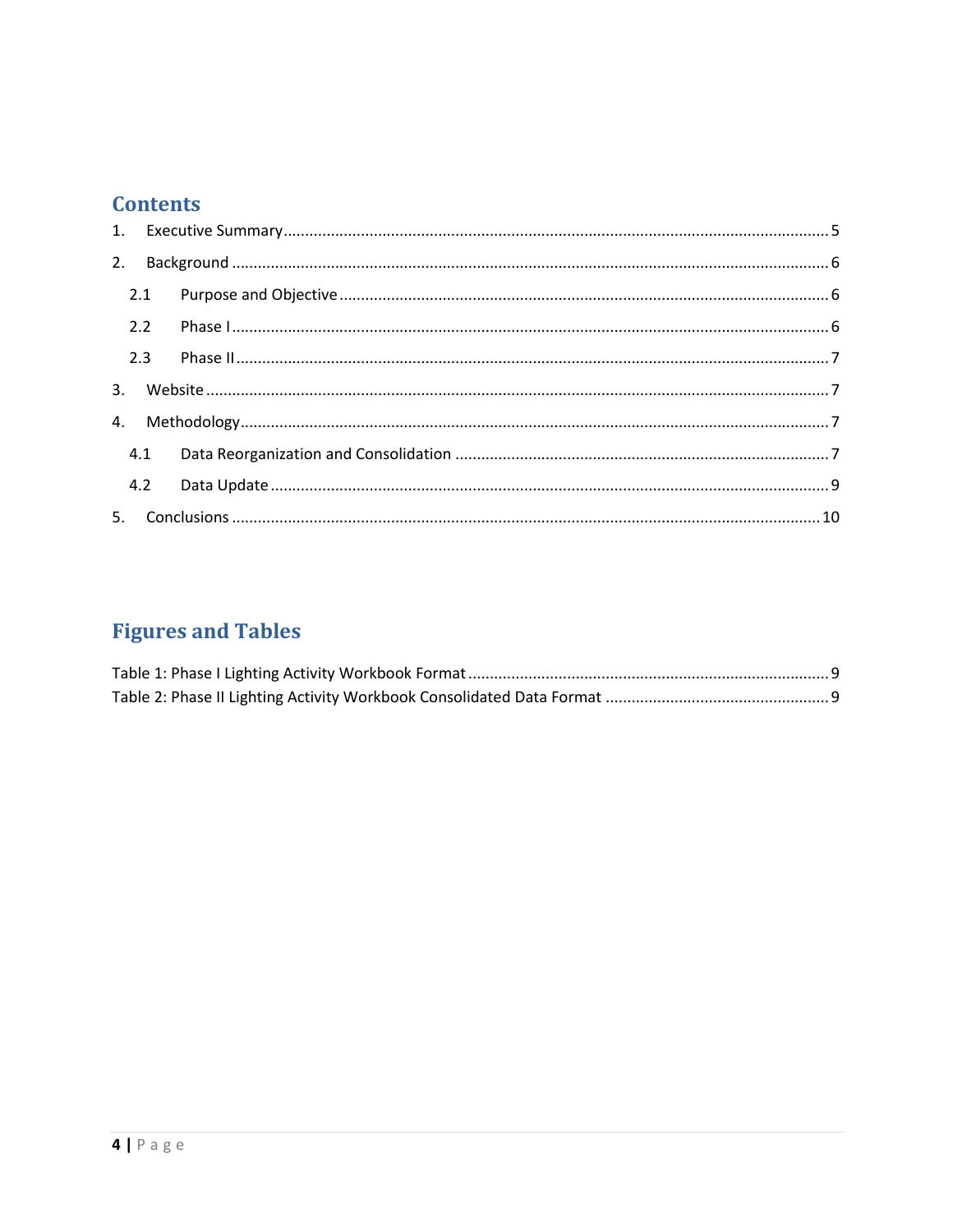# Contents

1. Executive Summary ..... 5
2. Background ..... 6
   - 2.1 Purpose and Objective ..... 6
   - 2.2 Phase I ..... 6
   - 2.3 Phase II ..... 7
3. Website ..... 7
4. Methodology ..... 7
   - 4.1 Data Reorganization and Consolidation ..... 7
   - 4.2 Data Update ..... 9
5. Conclusions ..... 10

# Figures and Tables

Table 1: Phase I Lighting Activity Workbook Format ..... 9

Table 2: Phase II Lighting Activity Workbook Consolidated Data Format ..... 9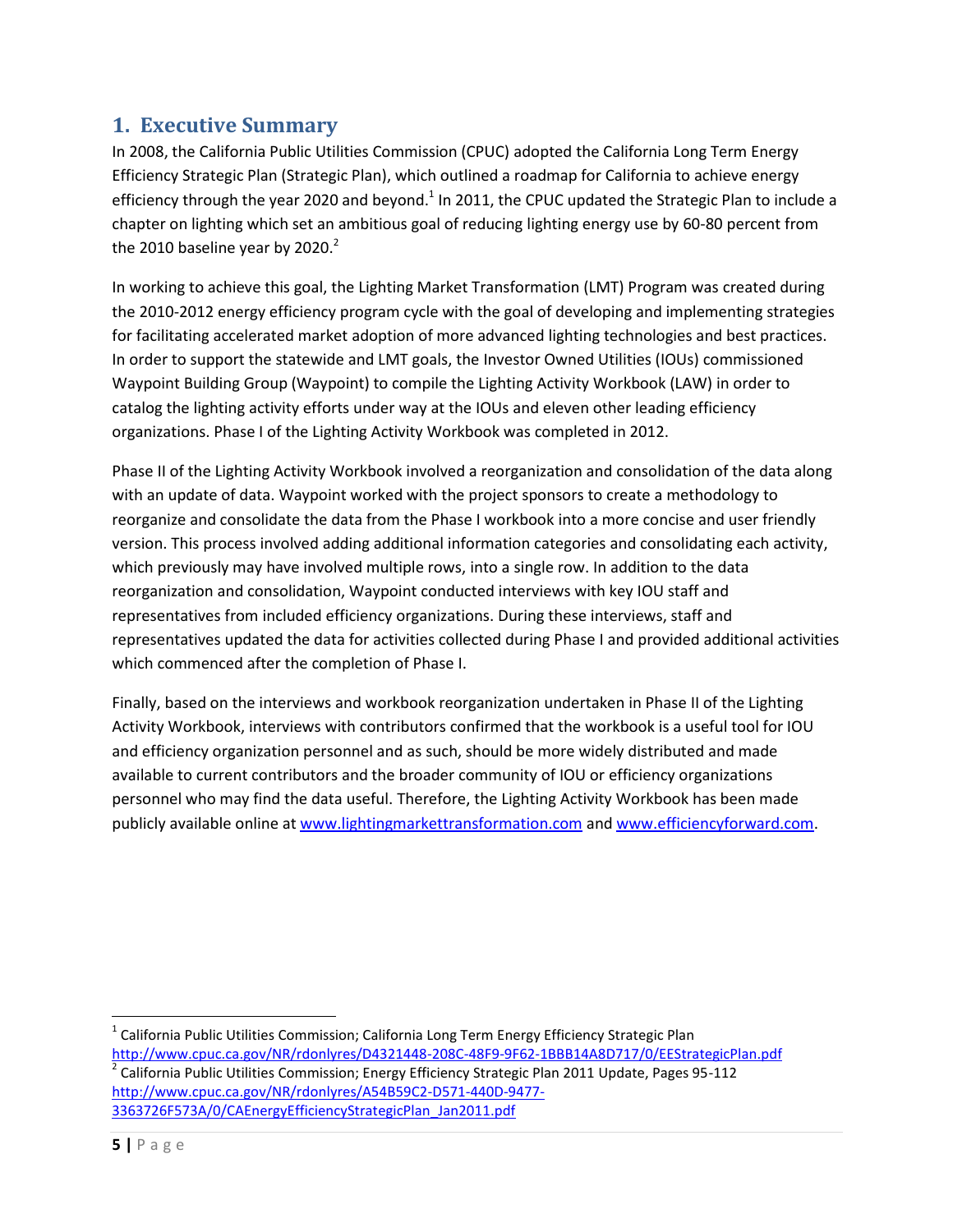# 1. Executive Summary

In 2008, the California Public Utilities Commission (CPUC) adopted the California Long Term Energy Efficiency Strategic Plan (Strategic Plan), which outlined a roadmap for California to achieve energy efficiency through the year 2020 and beyond.[1] In 2011, the CPUC updated the Strategic Plan to include a chapter on lighting which set an ambitious goal of reducing lighting energy use by 60-80 percent from the 2010 baseline year by 2020.[2]

In working to achieve this goal, the Lighting Market Transformation (LMT) Program was created during the 2010-2012 energy efficiency program cycle with the goal of developing and implementing strategies for facilitating accelerated market adoption of more advanced lighting technologies and best practices. In order to support the statewide and LMT goals, the Investor Owned Utilities (IOUs) commissioned Waypoint Building Group (Waypoint) to compile the Lighting Activity Workbook (LAW) in order to catalog the lighting activity efforts under way at the IOUs and eleven other leading efficiency organizations. Phase I of the Lighting Activity Workbook was completed in 2012.

Phase II of the Lighting Activity Workbook involved a reorganization and consolidation of the data along with an update of data. Waypoint worked with the project sponsors to create a methodology to reorganize and consolidate the data from the Phase I workbook into a more concise and user friendly version. This process involved adding additional information categories and consolidating each activity, which previously may have involved multiple rows, into a single row. In addition to the data reorganization and consolidation, Waypoint conducted interviews with key IOU staff and representatives from included efficiency organizations. During these interviews, staff and representatives updated the data for activities collected during Phase I and provided additional activities which commenced after the completion of Phase I.

Finally, based on the interviews and workbook reorganization undertaken in Phase II of the Lighting Activity Workbook, interviews with contributors confirmed that the workbook is a useful tool for IOU and efficiency organization personnel and as such, should be more widely distributed and made available to current contributors and the broader community of IOU or efficiency organizations personnel who may find the data useful. Therefore, the Lighting Activity Workbook has been made publicly available online at www.lightingmarkettransformation.com and www.efficiencyforward.com.

---

[1] California Public Utilities Commission; California Long Term Energy Efficiency Strategic Plan http://www.cpuc.ca.gov/NR/rdonlyres/D4321448-208C-48F9-9F62-1BBB14A8D717/0/EEStrategicPlan.pdf

[2] California Public Utilities Commission; Energy Efficiency Strategic Plan 2011 Update, Pages 95-112 http://www.cpuc.ca.gov/NR/rdonlyres/A54B59C2-D571-440D-9477-3363726F573A/0/CAEnergyEfficiencyStrategicPlan_Jan2011.pdf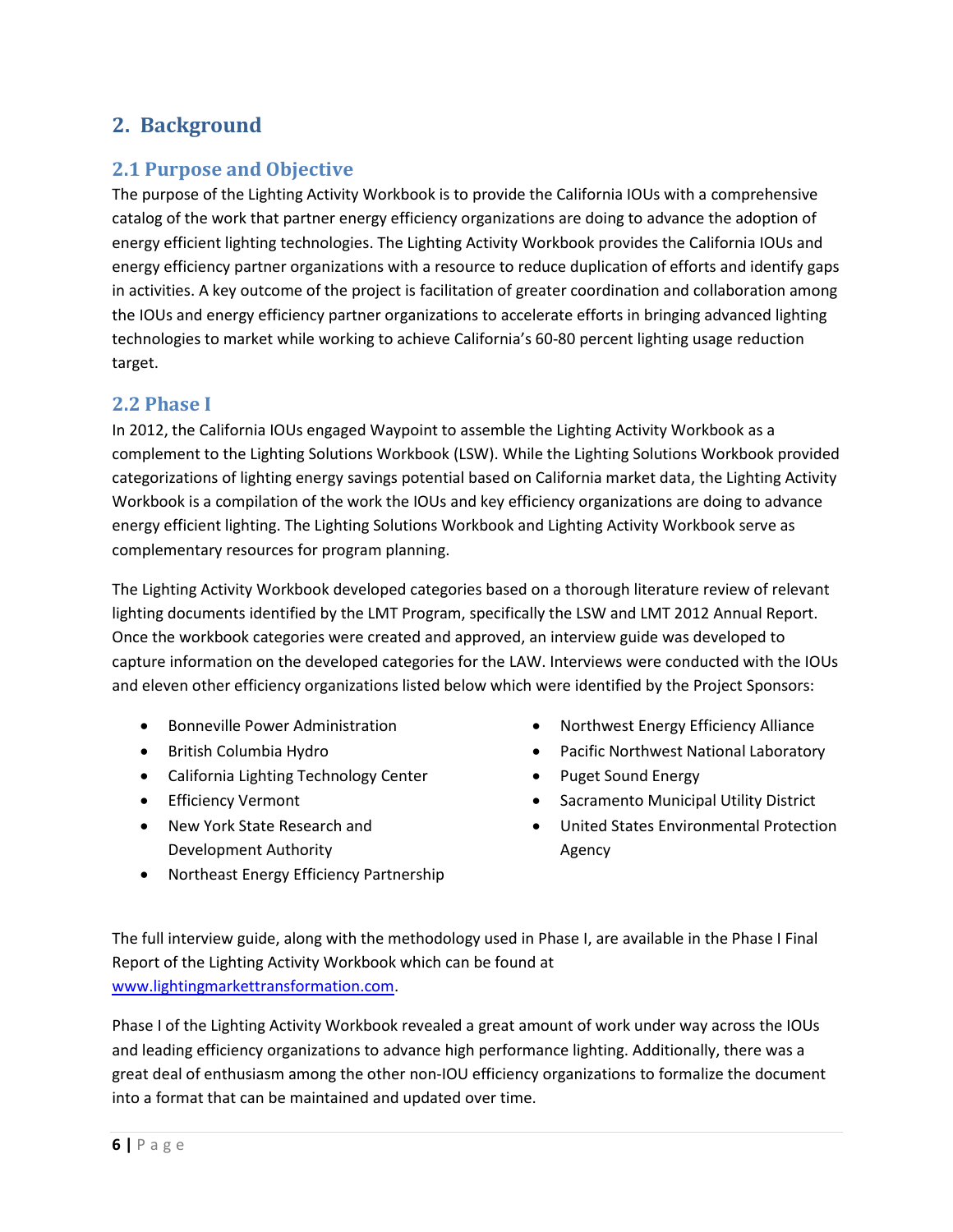## 2. Background

### 2.1 Purpose and Objective

The purpose of the Lighting Activity Workbook is to provide the California IOUs with a comprehensive catalog of the work that partner energy efficiency organizations are doing to advance the adoption of energy efficient lighting technologies. The Lighting Activity Workbook provides the California IOUs and energy efficiency partner organizations with a resource to reduce duplication of efforts and identify gaps in activities. A key outcome of the project is facilitation of greater coordination and collaboration among the IOUs and energy efficiency partner organizations to accelerate efforts in bringing advanced lighting technologies to market while working to achieve California's 60-80 percent lighting usage reduction target.

### 2.2 Phase I

In 2012, the California IOUs engaged Waypoint to assemble the Lighting Activity Workbook as a complement to the Lighting Solutions Workbook (LSW). While the Lighting Solutions Workbook provided categorizations of lighting energy savings potential based on California market data, the Lighting Activity Workbook is a compilation of the work the IOUs and key efficiency organizations are doing to advance energy efficient lighting. The Lighting Solutions Workbook and Lighting Activity Workbook serve as complementary resources for program planning.

The Lighting Activity Workbook developed categories based on a thorough literature review of relevant lighting documents identified by the LMT Program, specifically the LSW and LMT 2012 Annual Report. Once the workbook categories were created and approved, an interview guide was developed to capture information on the developed categories for the LAW. Interviews were conducted with the IOUs and eleven other efficiency organizations listed below which were identified by the Project Sponsors:

- Bonneville Power Administration
- British Columbia Hydro
- California Lighting Technology Center
- Efficiency Vermont
- New York State Research and Development Authority
- Northeast Energy Efficiency Partnership
- Northwest Energy Efficiency Alliance
- Pacific Northwest National Laboratory
- Puget Sound Energy
- Sacramento Municipal Utility District
- United States Environmental Protection Agency

The full interview guide, along with the methodology used in Phase I, are available in the Phase I Final Report of the Lighting Activity Workbook which can be found at www.lightingmarkettransformation.com.

Phase I of the Lighting Activity Workbook revealed a great amount of work under way across the IOUs and leading efficiency organizations to advance high performance lighting. Additionally, there was a great deal of enthusiasm among the other non-IOU efficiency organizations to formalize the document into a format that can be maintained and updated over time.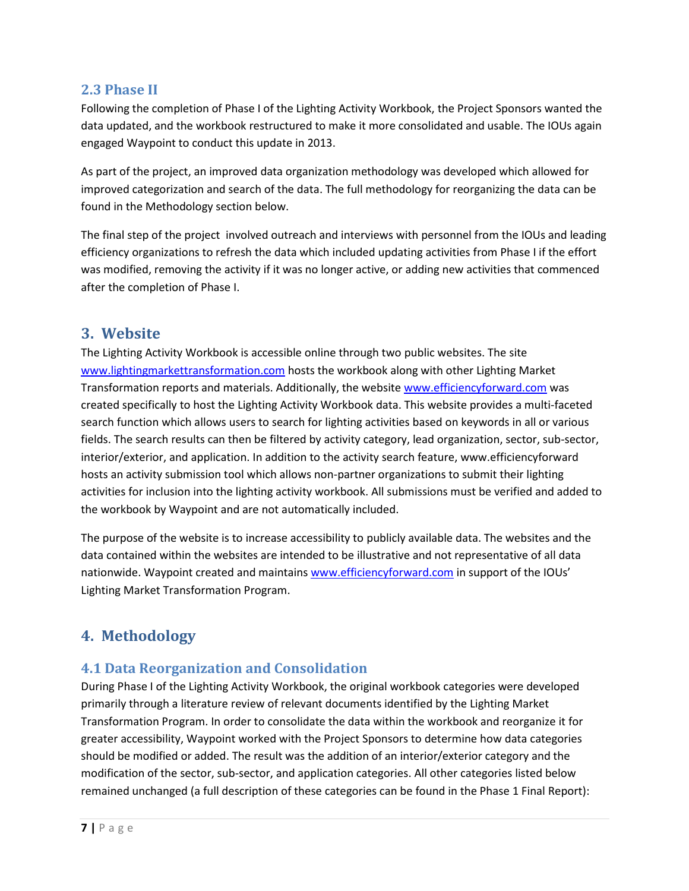## 2.3 Phase II

Following the completion of Phase I of the Lighting Activity Workbook, the Project Sponsors wanted the data updated, and the workbook restructured to make it more consolidated and usable. The IOUs again engaged Waypoint to conduct this update in 2013.

As part of the project, an improved data organization methodology was developed which allowed for improved categorization and search of the data. The full methodology for reorganizing the data can be found in the Methodology section below.

The final step of the project involved outreach and interviews with personnel from the IOUs and leading efficiency organizations to refresh the data which included updating activities from Phase I if the effort was modified, removing the activity if it was no longer active, or adding new activities that commenced after the completion of Phase I.

# 3. Website

The Lighting Activity Workbook is accessible online through two public websites. The site www.lightingmarkettransformation.com hosts the workbook along with other Lighting Market Transformation reports and materials. Additionally, the website www.efficiencyforward.com was created specifically to host the Lighting Activity Workbook data. This website provides a multi-faceted search function which allows users to search for lighting activities based on keywords in all or various fields. The search results can then be filtered by activity category, lead organization, sector, sub-sector, interior/exterior, and application. In addition to the activity search feature, www.efficiencyforward hosts an activity submission tool which allows non-partner organizations to submit their lighting activities for inclusion into the lighting activity workbook. All submissions must be verified and added to the workbook by Waypoint and are not automatically included.

The purpose of the website is to increase accessibility to publicly available data. The websites and the data contained within the websites are intended to be illustrative and not representative of all data nationwide. Waypoint created and maintains www.efficiencyforward.com in support of the IOUs' Lighting Market Transformation Program.

# 4. Methodology

## 4.1 Data Reorganization and Consolidation

During Phase I of the Lighting Activity Workbook, the original workbook categories were developed primarily through a literature review of relevant documents identified by the Lighting Market Transformation Program. In order to consolidate the data within the workbook and reorganize it for greater accessibility, Waypoint worked with the Project Sponsors to determine how data categories should be modified or added. The result was the addition of an interior/exterior category and the modification of the sector, sub-sector, and application categories. All other categories listed below remained unchanged (a full description of these categories can be found in the Phase 1 Final Report):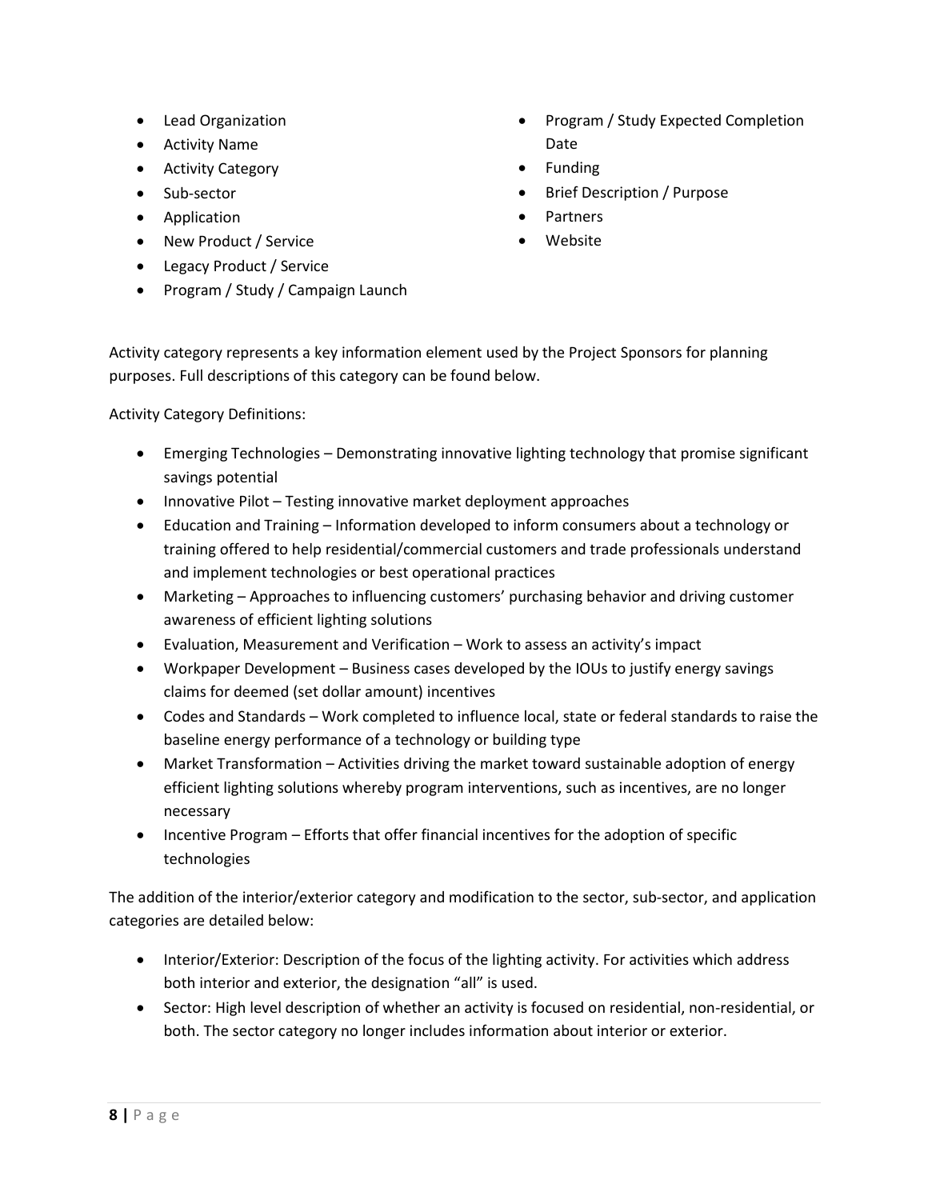- Lead Organization
- Activity Name
- Activity Category
- Sub-sector
- Application
- New Product / Service
- Legacy Product / Service
- Program / Study / Campaign Launch
- Program / Study Expected Completion Date
- Funding
- Brief Description / Purpose
- Partners
- Website

Activity category represents a key information element used by the Project Sponsors for planning purposes. Full descriptions of this category can be found below.

Activity Category Definitions:

- Emerging Technologies – Demonstrating innovative lighting technology that promise significant savings potential
- Innovative Pilot – Testing innovative market deployment approaches
- Education and Training – Information developed to inform consumers about a technology or training offered to help residential/commercial customers and trade professionals understand and implement technologies or best operational practices
- Marketing – Approaches to influencing customers' purchasing behavior and driving customer awareness of efficient lighting solutions
- Evaluation, Measurement and Verification – Work to assess an activity's impact
- Workpaper Development – Business cases developed by the IOUs to justify energy savings claims for deemed (set dollar amount) incentives
- Codes and Standards – Work completed to influence local, state or federal standards to raise the baseline energy performance of a technology or building type
- Market Transformation – Activities driving the market toward sustainable adoption of energy efficient lighting solutions whereby program interventions, such as incentives, are no longer necessary
- Incentive Program – Efforts that offer financial incentives for the adoption of specific technologies

The addition of the interior/exterior category and modification to the sector, sub-sector, and application categories are detailed below:

- Interior/Exterior: Description of the focus of the lighting activity. For activities which address both interior and exterior, the designation "all" is used.
- Sector: High level description of whether an activity is focused on residential, non-residential, or both. The sector category no longer includes information about interior or exterior.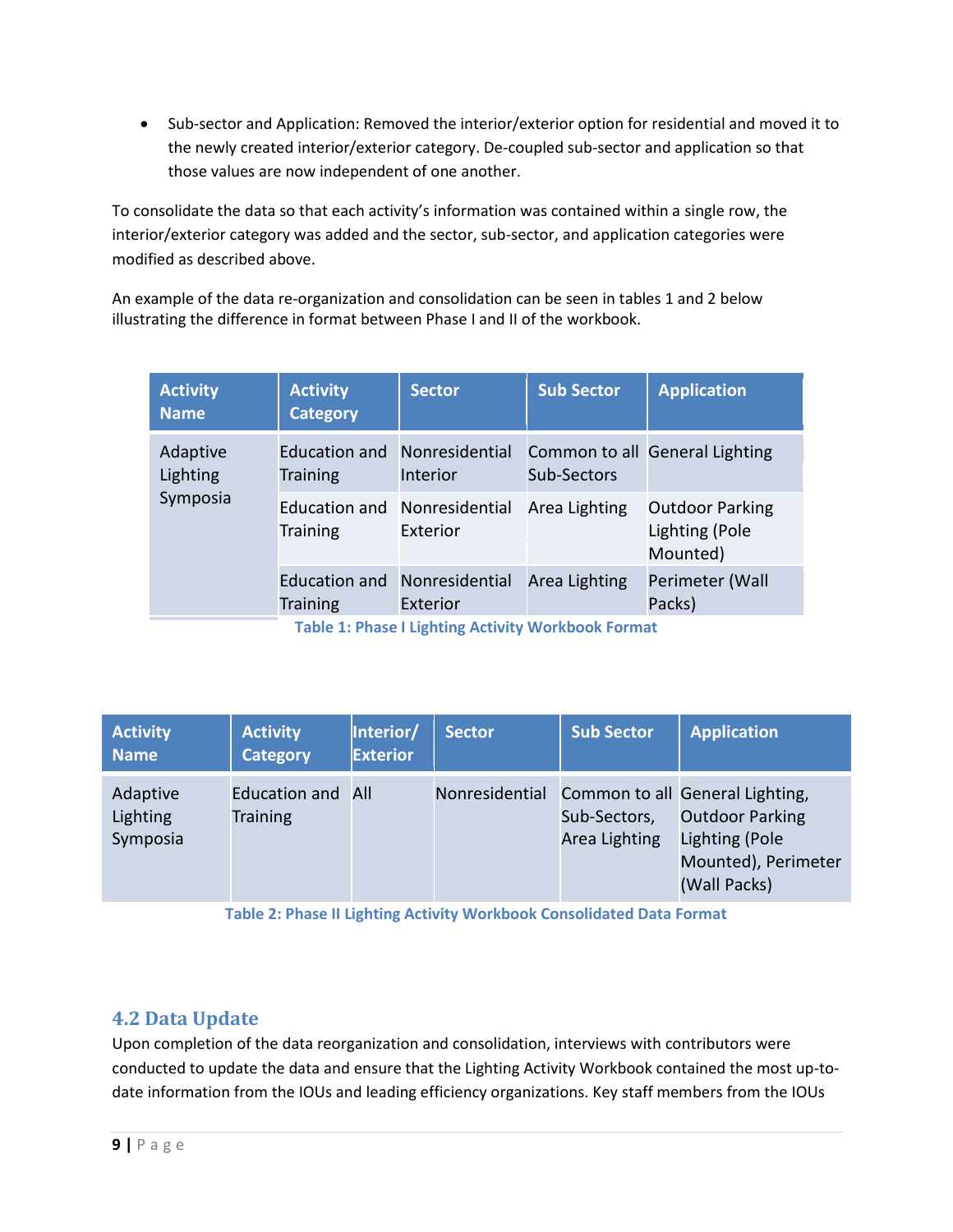- Sub-sector and Application: Removed the interior/exterior option for residential and moved it to the newly created interior/exterior category. De-coupled sub-sector and application so that those values are now independent of one another.

To consolidate the data so that each activity's information was contained within a single row, the interior/exterior category was added and the sector, sub-sector, and application categories were modified as described above.

An example of the data re-organization and consolidation can be seen in tables 1 and 2 below illustrating the difference in format between Phase I and II of the workbook.

| Activity Name | Activity Category | Sector | Sub Sector | Application |
|---|---|---|---|---|
| Adaptive Lighting Symposia | Education and Training | Nonresidential Interior | Common to all Sub-Sectors | General Lighting |
| | Education and Training | Nonresidential Exterior | Area Lighting | Outdoor Parking Lighting (Pole Mounted) |
| | Education and Training | Nonresidential Exterior | Area Lighting | Perimeter (Wall Packs) |

**Table 1: Phase I Lighting Activity Workbook Format**

| Activity Name | Activity Category | Interior/ Exterior | Sector | Sub Sector | Application |
|---|---|---|---|---|---|
| Adaptive Lighting Symposia | Education and Training | All | Nonresidential | Common to all Sub-Sectors, Area Lighting | General Lighting, Outdoor Parking Lighting (Pole Mounted), Perimeter (Wall Packs) |

**Table 2: Phase II Lighting Activity Workbook Consolidated Data Format**

## 4.2 Data Update

Upon completion of the data reorganization and consolidation, interviews with contributors were conducted to update the data and ensure that the Lighting Activity Workbook contained the most up-to-date information from the IOUs and leading efficiency organizations. Key staff members from the IOUs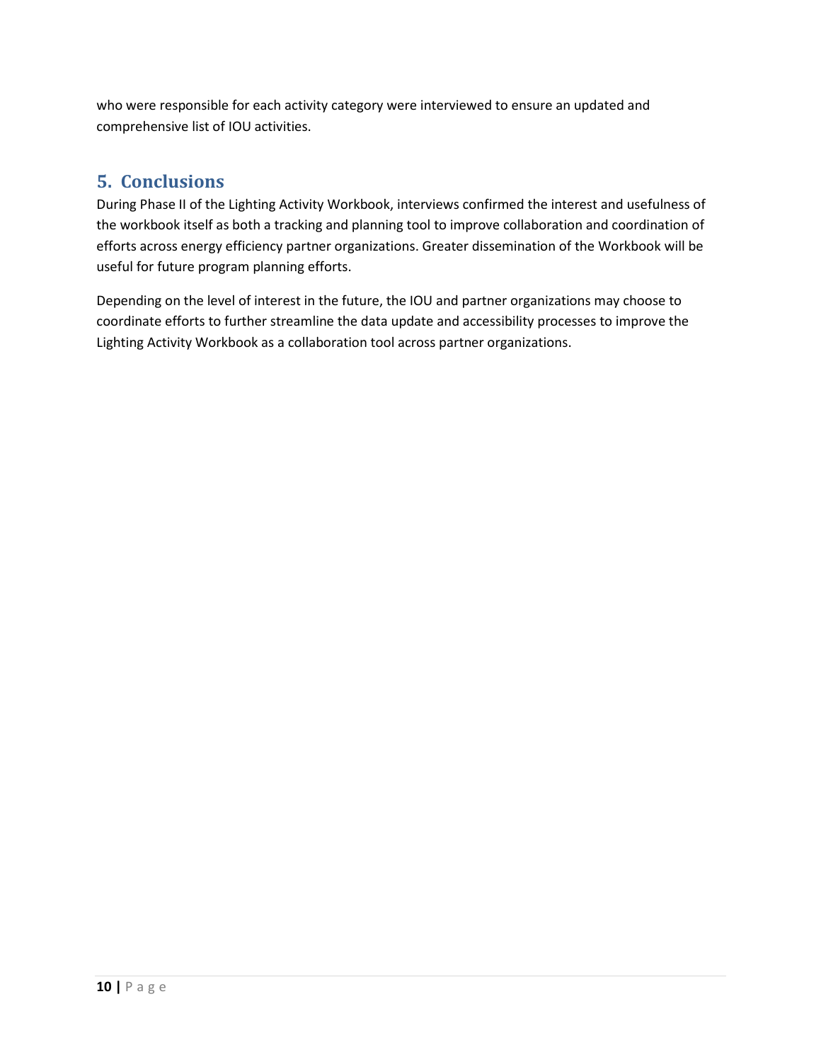who were responsible for each activity category were interviewed to ensure an updated and comprehensive list of IOU activities.

## 5. Conclusions

During Phase II of the Lighting Activity Workbook, interviews confirmed the interest and usefulness of the workbook itself as both a tracking and planning tool to improve collaboration and coordination of efforts across energy efficiency partner organizations. Greater dissemination of the Workbook will be useful for future program planning efforts.

Depending on the level of interest in the future, the IOU and partner organizations may choose to coordinate efforts to further streamline the data update and accessibility processes to improve the Lighting Activity Workbook as a collaboration tool across partner organizations.